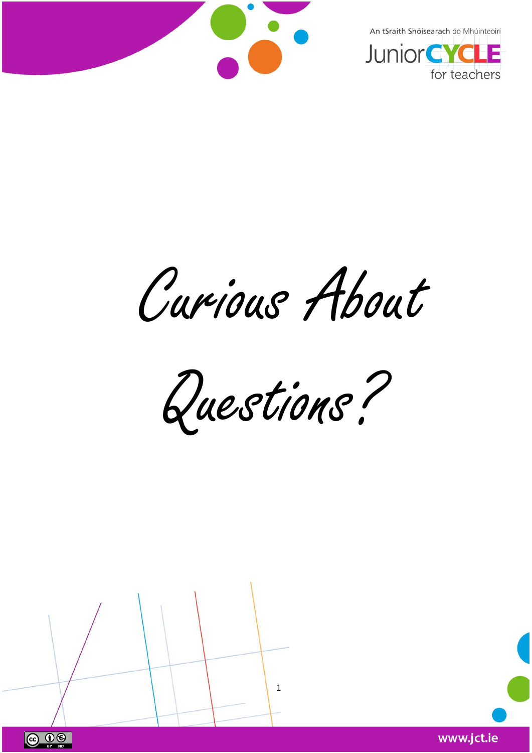An tSraith Shóisearach do Mhúinteoirí

Junior CYCLE for teachers

# Curious About Questions?

www.jct.ie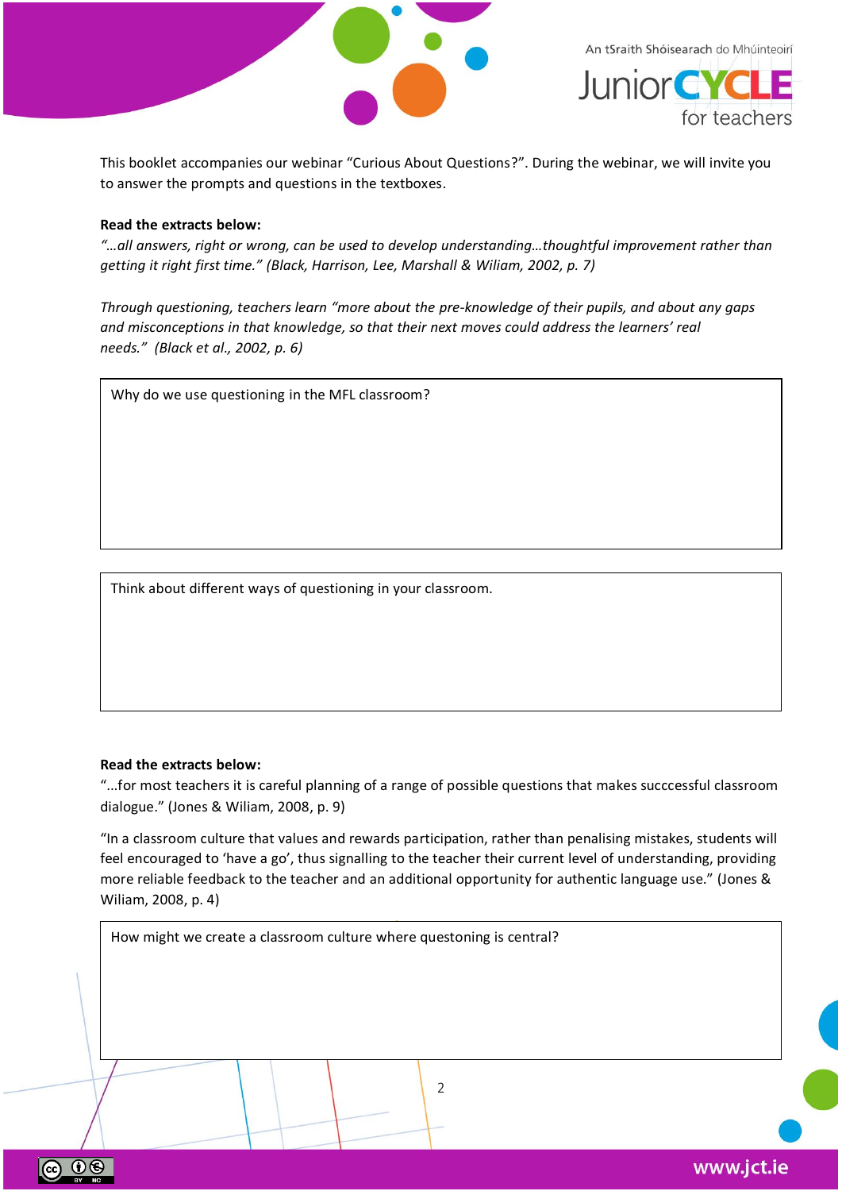This booklet accompanies our webinar "Curious About Questions?". During the webinar, we will invite you to answer the prompts and questions in the textboxes.

**Read the extracts below:**

*"…all answers, right or wrong, can be used to develop understanding…thoughtful improvement rather than getting it right first time." (Black, Harrison, Lee, Marshall & Wiliam, 2002, p. 7)*

*Through questioning, teachers learn "more about the pre-knowledge of their pupils, and about any gaps and misconceptions in that knowledge, so that their next moves could address the learners' real needs." (Black et al., 2002, p. 6)*

| Why do we use questioning in the MFL classroom? |
|---|
| |

| Think about different ways of questioning in your classroom. |
|---|
| |

**Read the extracts below:**

"…for most teachers it is careful planning of a range of possible questions that makes succcessful classroom dialogue." (Jones & Wiliam, 2008, p. 9)

"In a classroom culture that values and rewards participation, rather than penalising mistakes, students will feel encouraged to 'have a go', thus signalling to the teacher their current level of understanding, providing more reliable feedback to the teacher and an additional opportunity for authentic language use." (Jones & Wiliam, 2008, p. 4)

| How might we create a classroom culture where questoning is central? |
|---|
| |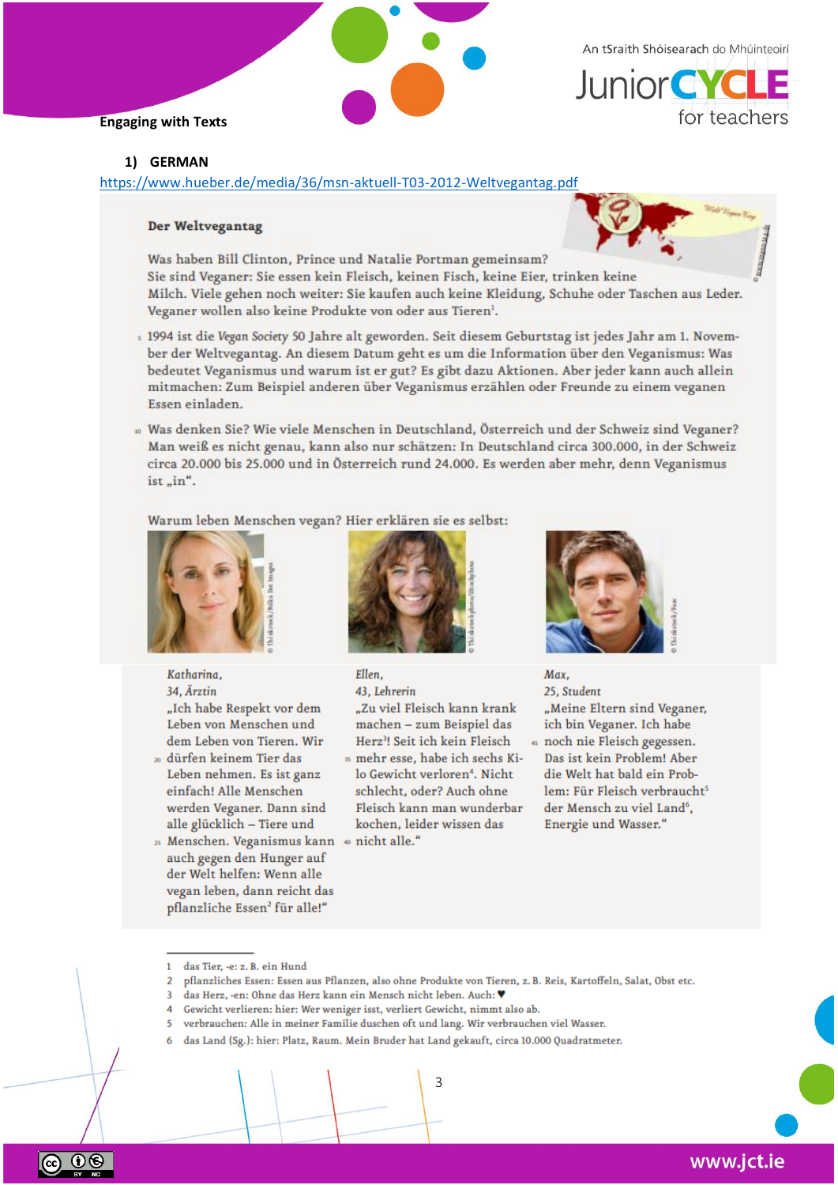# 1) GERMAN

https://www.hueber.de/media/36/msn-aktuell-T03-2012-Weltvegantag.pdf

## Der Weltvegantag

Was haben Bill Clinton, Prince und Natalie Portman gemeinsam? Sie sind Veganer: Sie essen kein Fleisch, keinen Fisch, keine Eier, trinken keine Milch. Viele gehen noch weiter: Sie kaufen auch keine Kleidung, Schuhe oder Taschen aus Leder. Veganer wollen also keine Produkte von oder aus Tieren[1].

1994 ist die *Vegan Society* 50 Jahre alt geworden. Seit diesem Geburtstag ist jedes Jahr am 1. November der Weltvegantag. An diesem Datum geht es um die Information über den Veganismus: Was bedeutet Veganismus und warum ist er gut? Es gibt dazu Aktionen. Aber jeder kann auch allein mitmachen: Zum Beispiel anderen über Veganismus erzählen oder Freunde zu einem veganen Essen einladen.

Was denken Sie? Wie viele Menschen in Deutschland, Österreich und der Schweiz sind Veganer? Man weiß es nicht genau, kann also nur schätzen: In Deutschland circa 300.000, in der Schweiz circa 20.000 bis 25.000 und in Österreich rund 24.000. Es werden aber mehr, denn Veganismus ist „in".

Warum leben Menschen vegan? Hier erklären sie es selbst:

*Katharina, 34, Ärztin*
„Ich habe Respekt vor dem Leben von Menschen und dem Leben von Tieren. Wir dürfen keinem Tier das Leben nehmen. Es ist ganz einfach! Alle Menschen werden Veganer. Dann sind alle glücklich – Tiere und Menschen. Veganismus kann auch gegen den Hunger auf der Welt helfen: Wenn alle vegan leben, dann reicht das pflanzliche Essen[2] für alle!"

*Ellen, 43, Lehrerin*
„Zu viel Fleisch kann krank machen – zum Beispiel das Herz[3]! Seit ich kein Fleisch mehr esse, habe ich sechs Kilo Gewicht verloren[4]. Nicht schlecht, oder? Auch ohne Fleisch kann man wunderbar kochen, leider wissen das nicht alle."

*Max, 25, Student*
„Meine Eltern sind Veganer, ich bin Veganer. Ich habe noch nie Fleisch gegessen. Das ist kein Problem! Aber die Welt hat bald ein Problem: Für Fleisch verbraucht[5] der Mensch zu viel Land[6], Energie und Wasser."

---

1. das Tier, -e: z. B. ein Hund
2. pflanzliches Essen: Essen aus Pflanzen, also ohne Produkte von Tieren, z. B. Reis, Kartoffeln, Salat, Obst etc.
3. das Herz, -en: Ohne das Herz kann ein Mensch nicht leben. Auch: ♥
4. Gewicht verlieren: hier: Wer weniger isst, verliert Gewicht, nimmt also ab.
5. verbrauchen: Alle in meiner Familie duschen oft und lang. Wir verbrauchen viel Wasser.
6. das Land (Sg.): hier: Platz, Raum. Mein Bruder hat Land gekauft, circa 10.000 Quadratmeter.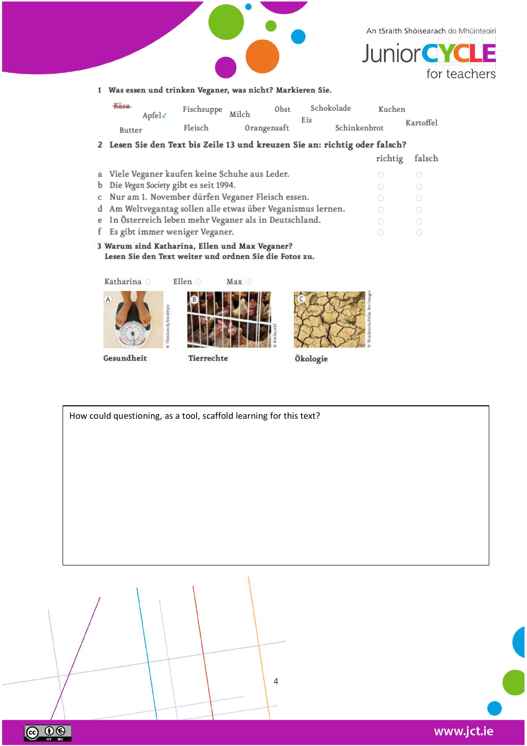**1 Was essen und trinken Veganer, was nicht? Markieren Sie.**

~~Käse~~ Apfel ✓ Fischsuppe Milch Obst Schokolade Kuchen Eis Kartoffel Butter Fleisch Orangensaft Schinkenbrot

**2 Lesen Sie den Text bis Zeile 13 und kreuzen Sie an: richtig oder falsch?**

| | | richtig | falsch |
|---|---|---|---|
| a | Viele Veganer kaufen keine Schuhe aus Leder. | ○ | ○ |
| b | Die *Vegan Society* gibt es seit 1994. | ○ | ○ |
| c | Nur am 1. November dürfen Veganer Fleisch essen. | ○ | ○ |
| d | Am Weltvegantag sollen alle etwas über Veganismus lernen. | ○ | ○ |
| e | In Österreich leben mehr Veganer als in Deutschland. | ○ | ○ |
| f | Es gibt immer weniger Veganer. | ○ | ○ |

**3 Warum sind Katharina, Ellen und Max Veganer?
Lesen Sie den Text weiter und ordnen Sie die Fotos zu.**

Katharina ○ Ellen ○ Max ○

A Gesundheit

B Tierrechte

C Ökologie

| How could questioning, as a tool, scaffold learning for this text? |
|---|
| |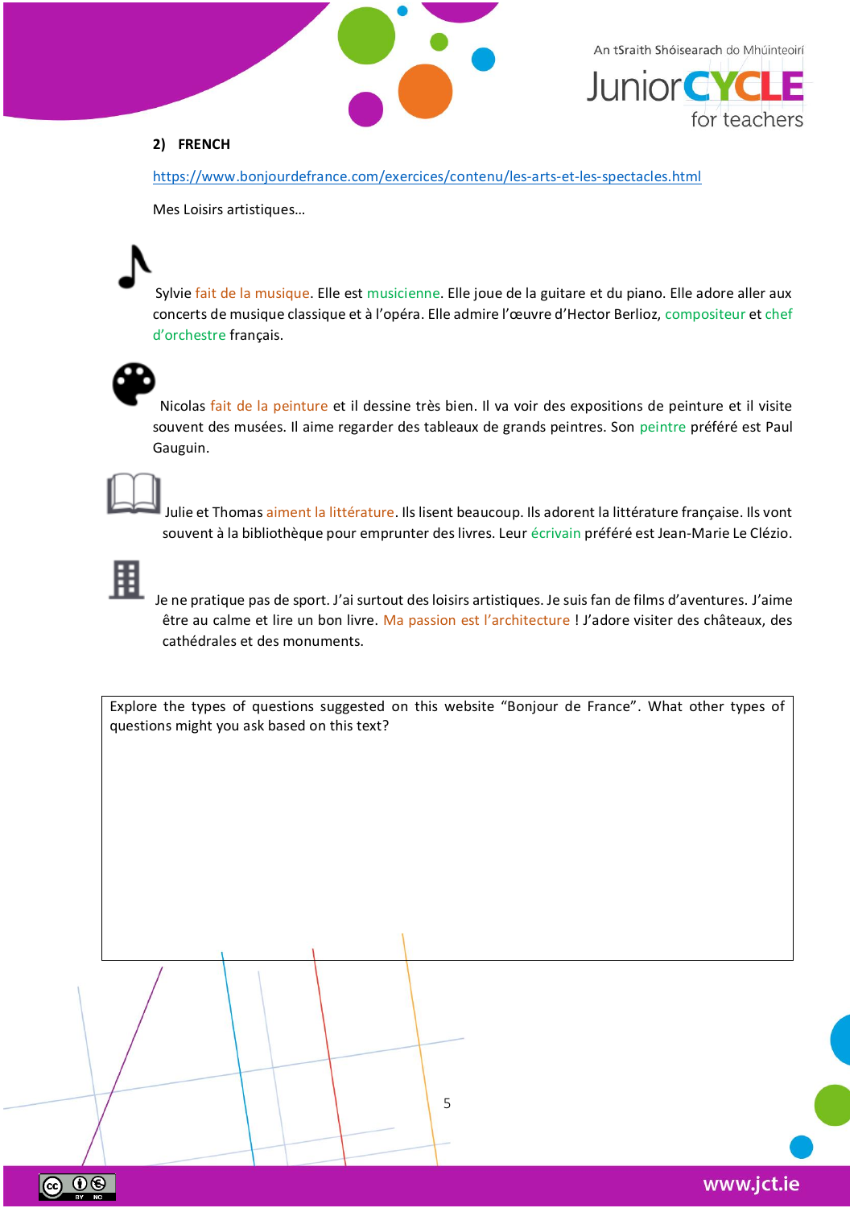## 2) FRENCH

https://www.bonjourdefrance.com/exercices/contenu/les-arts-et-les-spectacles.html

Mes Loisirs artistiques…

Sylvie fait de la musique. Elle est musicienne. Elle joue de la guitare et du piano. Elle adore aller aux concerts de musique classique et à l'opéra. Elle admire l'œuvre d'Hector Berlioz, compositeur et chef d'orchestre français.

Nicolas fait de la peinture et il dessine très bien. Il va voir des expositions de peinture et il visite souvent des musées. Il aime regarder des tableaux de grands peintres. Son peintre préféré est Paul Gauguin.

Julie et Thomas aiment la littérature. Ils lisent beaucoup. Ils adorent la littérature française. Ils vont souvent à la bibliothèque pour emprunter des livres. Leur écrivain préféré est Jean-Marie Le Clézio.

Je ne pratique pas de sport. J'ai surtout des loisirs artistiques. Je suis fan de films d'aventures. J'aime être au calme et lire un bon livre. Ma passion est l'architecture ! J'adore visiter des châteaux, des cathédrales et des monuments.

| Explore the types of questions suggested on this website "Bonjour de France". What other types of questions might you ask based on this text? |
|---|
| |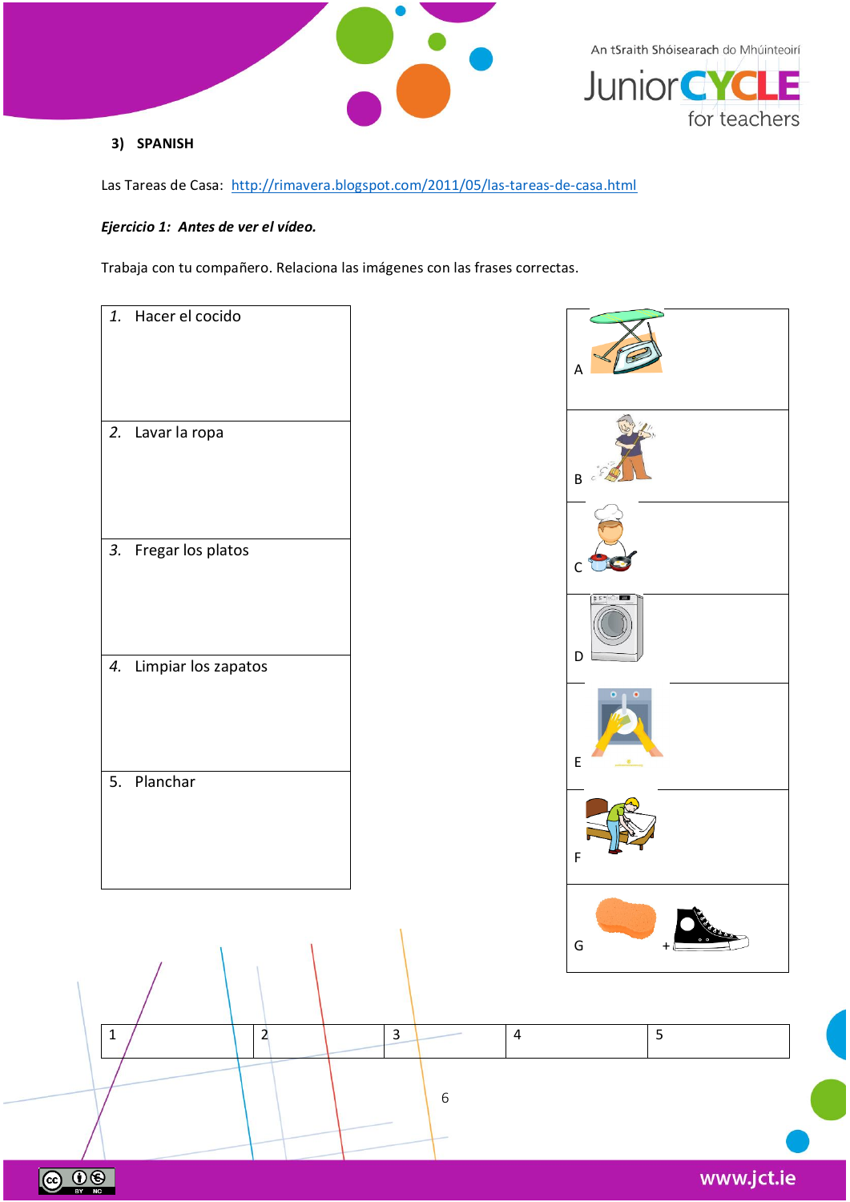**3) SPANISH**

Las Tareas de Casa: [http://rimavera.blogspot.com/2011/05/las-tareas-de-casa.html](http://rimavera.blogspot.com/2011/05/las-tareas-de-casa.html)

***Ejercicio 1: Antes de ver el vídeo.***

Trabaja con tu compañero. Relaciona las imágenes con las frases correctas.

| |
|---|
| *1.* Hacer el cocido |
| *2.* Lavar la ropa |
| *3.* Fregar los platos |
| *4.* Limpiar los zapatos |
| 5. Planchar |

| |
|---|
| A |
| B |
| C |
| D |
| E |
| F |
| G + |

| 1 | 2 | 3 | 4 | 5 |
|---|---|---|---|---|
| | | | | |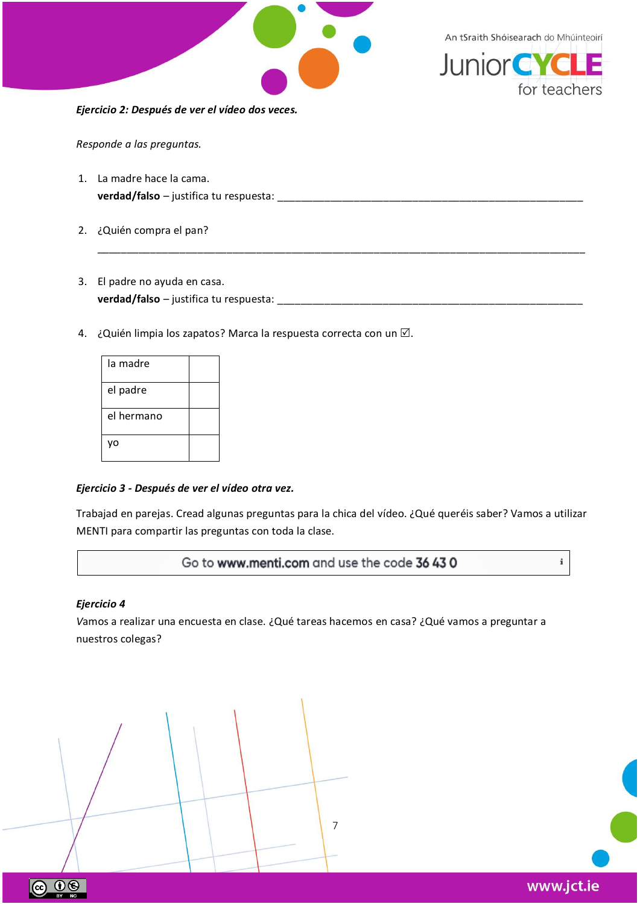***Ejercicio 2: Después de ver el vídeo dos veces.***

*Responde a las preguntas.*

1. La madre hace la cama.
   **verdad/falso** – justifica tu respuesta: ________________________________________________

2. ¿Quién compra el pan?
   ________________________________________________________________________

3. El padre no ayuda en casa.
   **verdad/falso** – justifica tu respuesta: ________________________________________________

4. ¿Quién limpia los zapatos? Marca la respuesta correcta con un ☑.

| | |
|---|---|
| la madre | |
| el padre | |
| el hermano | |
| yo | |

***Ejercicio 3 - Después de ver el vídeo otra vez.***

Trabajad en parejas. Cread algunas preguntas para la chica del vídeo. ¿Qué queréis saber? Vamos a utilizar MENTI para compartir las preguntas con toda la clase.

Go to **www.menti.com** and use the code **36 43 0**

***Ejercicio 4***

*V*amos a realizar una encuesta en clase. ¿Qué tareas hacemos en casa? ¿Qué vamos a preguntar a nuestros colegas?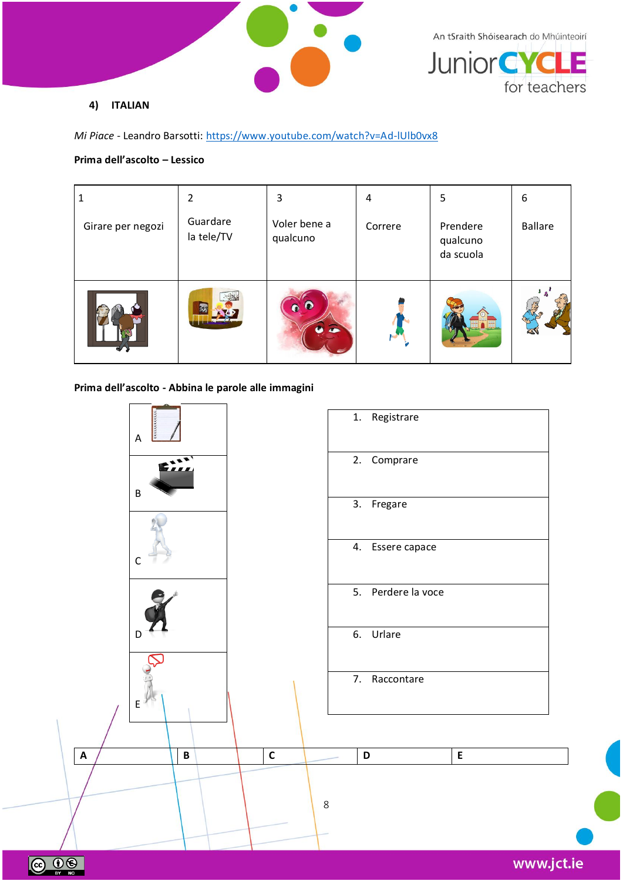### 4) ITALIAN

*Mi Piace* - Leandro Barsotti: https://www.youtube.com/watch?v=Ad-lUlb0vx8

**Prima dell'ascolto – Lessico**

| 1 Girare per negozi | 2 Guardare la tele/TV | 3 Voler bene a qualcuno | 4 Correre | 5 Prendere qualcuno da scuola | 6 Ballare |
|---|---|---|---|---|---|
| | | | | | |

**Prima dell'ascolto - Abbina le parole alle immagini**

| |
|---|
| A |
| B |
| C |
| D |
| E |

1. Registrare
2. Comprare
3. Fregare
4. Essere capace
5. Perdere la voce
6. Urlare
7. Raccontare

| A | B | C | D | E |
|---|---|---|---|---|
| | | | | |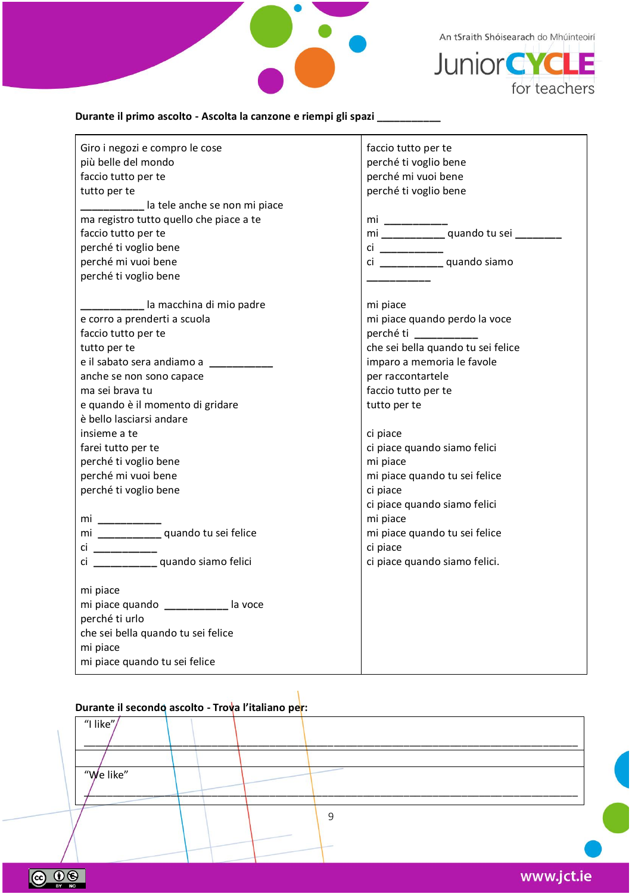**Durante il primo ascolto - Ascolta la canzone e riempi gli spazi ___________**

| | |
|---|---|
| Giro i negozi e compro le cose<br>più belle del mondo<br>faccio tutto per te<br>tutto per te<br>___________ la tele anche se non mi piace<br>ma registro tutto quello che piace a te<br>faccio tutto per te<br>perché ti voglio bene<br>perché mi vuoi bene<br>perché ti voglio bene<br><br>___________ la macchina di mio padre<br>e corro a prenderti a scuola<br>faccio tutto per te<br>tutto per te<br>e il sabato sera andiamo a ___________<br>anche se non sono capace<br>ma sei brava tu<br>e quando è il momento di gridare<br>è bello lasciarsi andare<br>insieme a te<br>farei tutto per te<br>perché ti voglio bene<br>perché mi vuoi bene<br>perché ti voglio bene<br><br>mi ___________<br>mi ___________ quando tu sei felice<br>ci ___________<br>ci ___________ quando siamo felici<br><br>mi piace<br>mi piace quando ___________ la voce<br>perché ti urlo<br>che sei bella quando tu sei felice<br>mi piace<br>mi piace quando tu sei felice | faccio tutto per te<br>perché ti voglio bene<br>perché mi vuoi bene<br>perché ti voglio bene<br><br>mi ___________<br>mi ___________ quando tu sei ________<br>ci ___________<br>ci ___________ quando siamo<br>___________<br><br>mi piace<br>mi piace quando perdo la voce<br>perché ti ___________<br>che sei bella quando tu sei felice<br>imparo a memoria le favole<br>per raccontartele<br>faccio tutto per te<br>tutto per te<br><br>ci piace<br>ci piace quando siamo felici<br>mi piace<br>mi piace quando tu sei felice<br>ci piace<br>ci piace quando siamo felici<br>mi piace<br>mi piace quando tu sei felice<br>ci piace<br>ci piace quando siamo felici. |

**Durante il secondo ascolto - Trova l'italiano per:**

| |
|---|
| "I like"<br>___________________________________________________________________________ |
| |
| "We like"<br>___________________________________________________________________________ |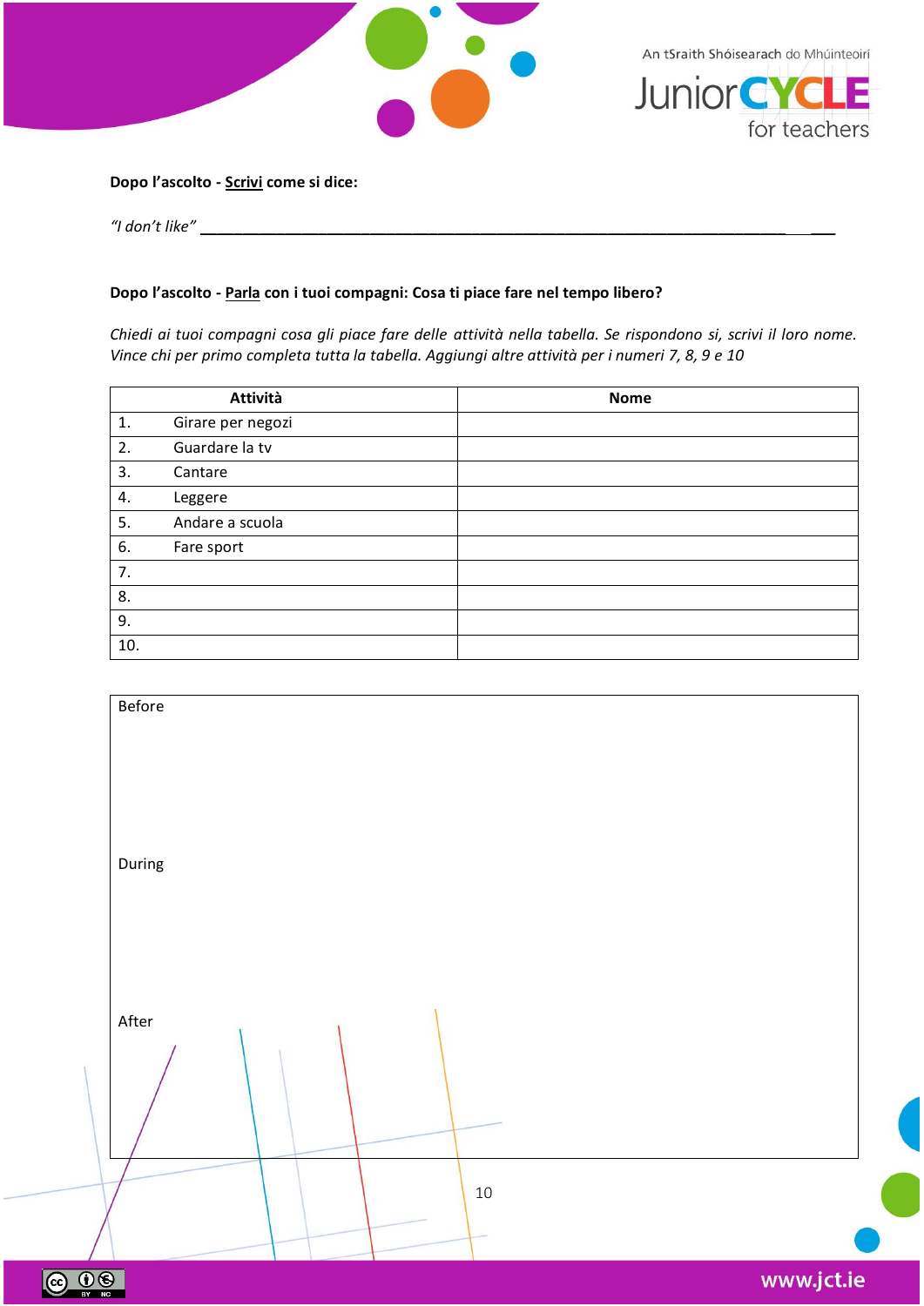**Dopo l'ascolto - <u>Scrivi</u> come si dice:**

*"I don't like"* ___________________________________________________________________________

**Dopo l'ascolto - <u>Parla</u> con i tuoi compagni: Cosa ti piace fare nel tempo libero?**

*Chiedi ai tuoi compagni cosa gli piace fare delle attività nella tabella. Se rispondono si, scrivi il loro nome. Vince chi per primo completa tutta la tabella. Aggiungi altre attività per i numeri 7, 8, 9 e 10*

| Attività | Nome |
|---|---|
| 1. Girare per negozi | |
| 2. Guardare la tv | |
| 3. Cantare | |
| 4. Leggere | |
| 5. Andare a scuola | |
| 6. Fare sport | |
| 7. | |
| 8. | |
| 9. | |
| 10. | |

| Before<br><br><br><br>During<br><br><br><br>After |
|---|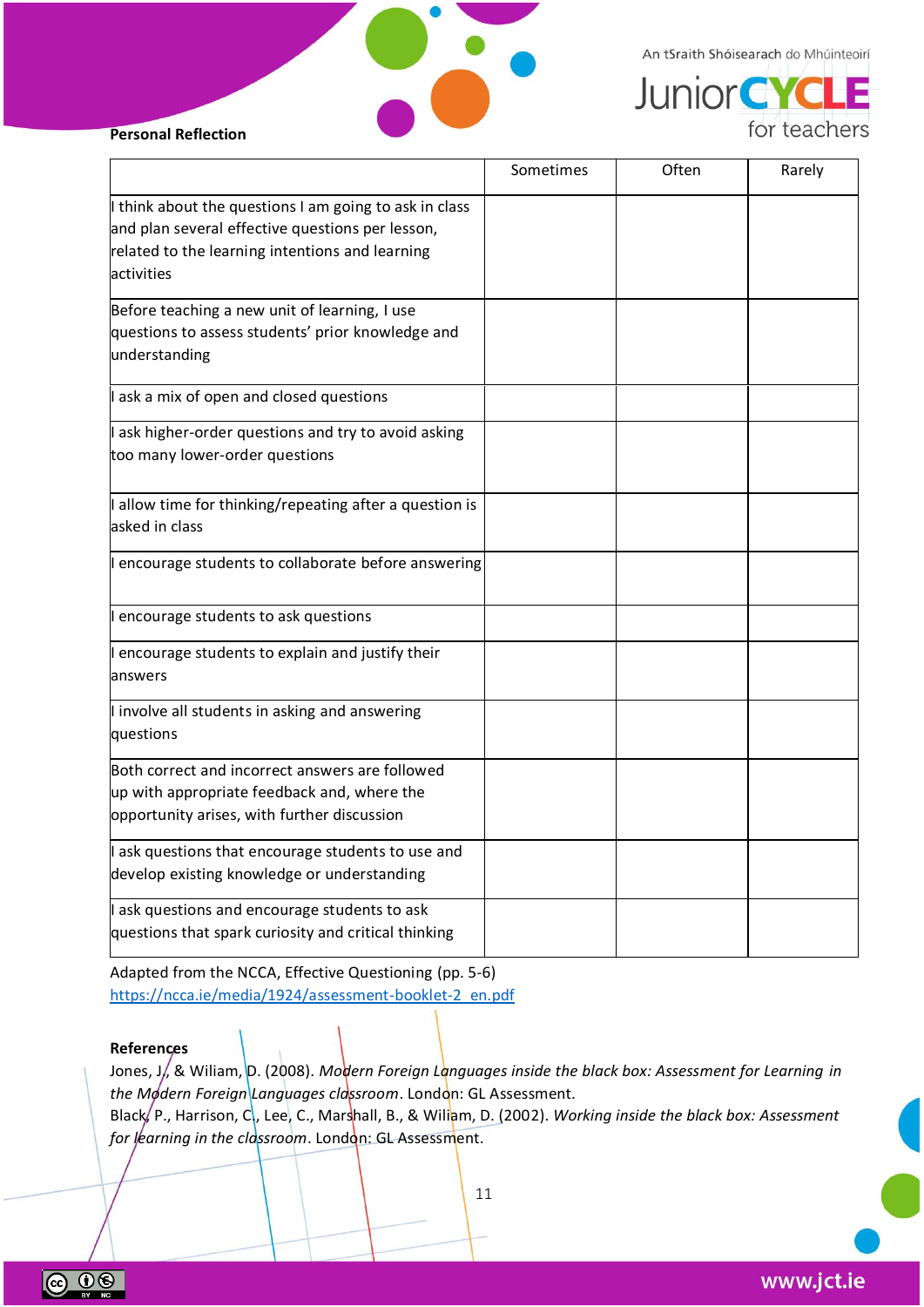**Personal Reflection**

| | Sometimes | Often | Rarely |
|---|---|---|---|
| I think about the questions I am going to ask in class and plan several effective questions per lesson, related to the learning intentions and learning activities | | | |
| Before teaching a new unit of learning, I use questions to assess students' prior knowledge and understanding | | | |
| I ask a mix of open and closed questions | | | |
| I ask higher-order questions and try to avoid asking too many lower-order questions | | | |
| I allow time for thinking/repeating after a question is asked in class | | | |
| I encourage students to collaborate before answering | | | |
| I encourage students to ask questions | | | |
| I encourage students to explain and justify their answers | | | |
| I involve all students in asking and answering questions | | | |
| Both correct and incorrect answers are followed up with appropriate feedback and, where the opportunity arises, with further discussion | | | |
| I ask questions that encourage students to use and develop existing knowledge or understanding | | | |
| I ask questions and encourage students to ask questions that spark curiosity and critical thinking | | | |

Adapted from the NCCA, Effective Questioning (pp. 5-6)
https://ncca.ie/media/1924/assessment-booklet-2_en.pdf

**References**

Jones, J., & Wiliam, D. (2008). *Modern Foreign Languages inside the black box: Assessment for Learning in the Modern Foreign Languages classroom*. London: GL Assessment.

Black, P., Harrison, C., Lee, C., Marshall, B., & Wiliam, D. (2002). *Working inside the black box: Assessment for learning in the classroom*. London: GL Assessment.